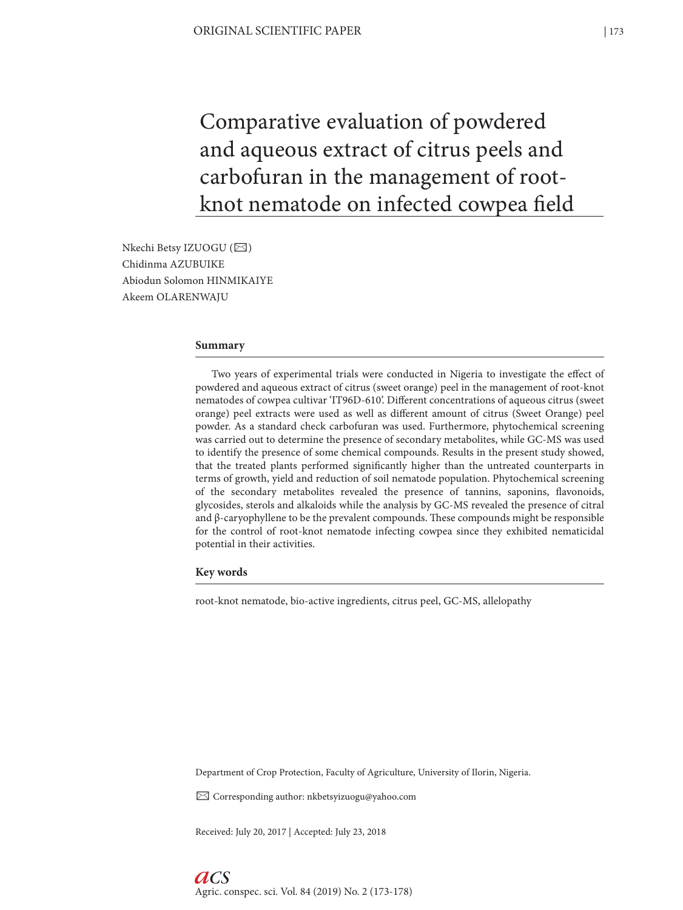# Comparative evaluation of powdered and aqueous extract of citrus peels and carbofuran in the management of root-knot nematode on infected cowpea field

Nkechi Betsy IZUOGU (✉)
Chidinma AZUBUIKE
Abiodun Solomon HINMIKAIYE
Akeem OLARENWAJU

## Summary

Two years of experimental trials were conducted in Nigeria to investigate the effect of powdered and aqueous extract of citrus (sweet orange) peel in the management of root-knot nematodes of cowpea cultivar 'IT96D-610'. Different concentrations of aqueous citrus (sweet orange) peel extracts were used as well as different amount of citrus (Sweet Orange) peel powder. As a standard check carbofuran was used. Furthermore, phytochemical screening was carried out to determine the presence of secondary metabolites, while GC-MS was used to identify the presence of some chemical compounds. Results in the present study showed, that the treated plants performed significantly higher than the untreated counterparts in terms of growth, yield and reduction of soil nematode population. Phytochemical screening of the secondary metabolites revealed the presence of tannins, saponins, flavonoids, glycosides, sterols and alkaloids while the analysis by GC-MS revealed the presence of citral and β-caryophyllene to be the prevalent compounds. These compounds might be responsible for the control of root-knot nematode infecting cowpea since they exhibited nematicidal potential in their activities.

## Key words

root-knot nematode, bio-active ingredients, citrus peel, GC-MS, allelopathy

Department of Crop Protection, Faculty of Agriculture, University of Ilorin, Nigeria.

✉ Corresponding author: nkbetsyizuogu@yahoo.com

Received: July 20, 2017 | Accepted: July 23, 2018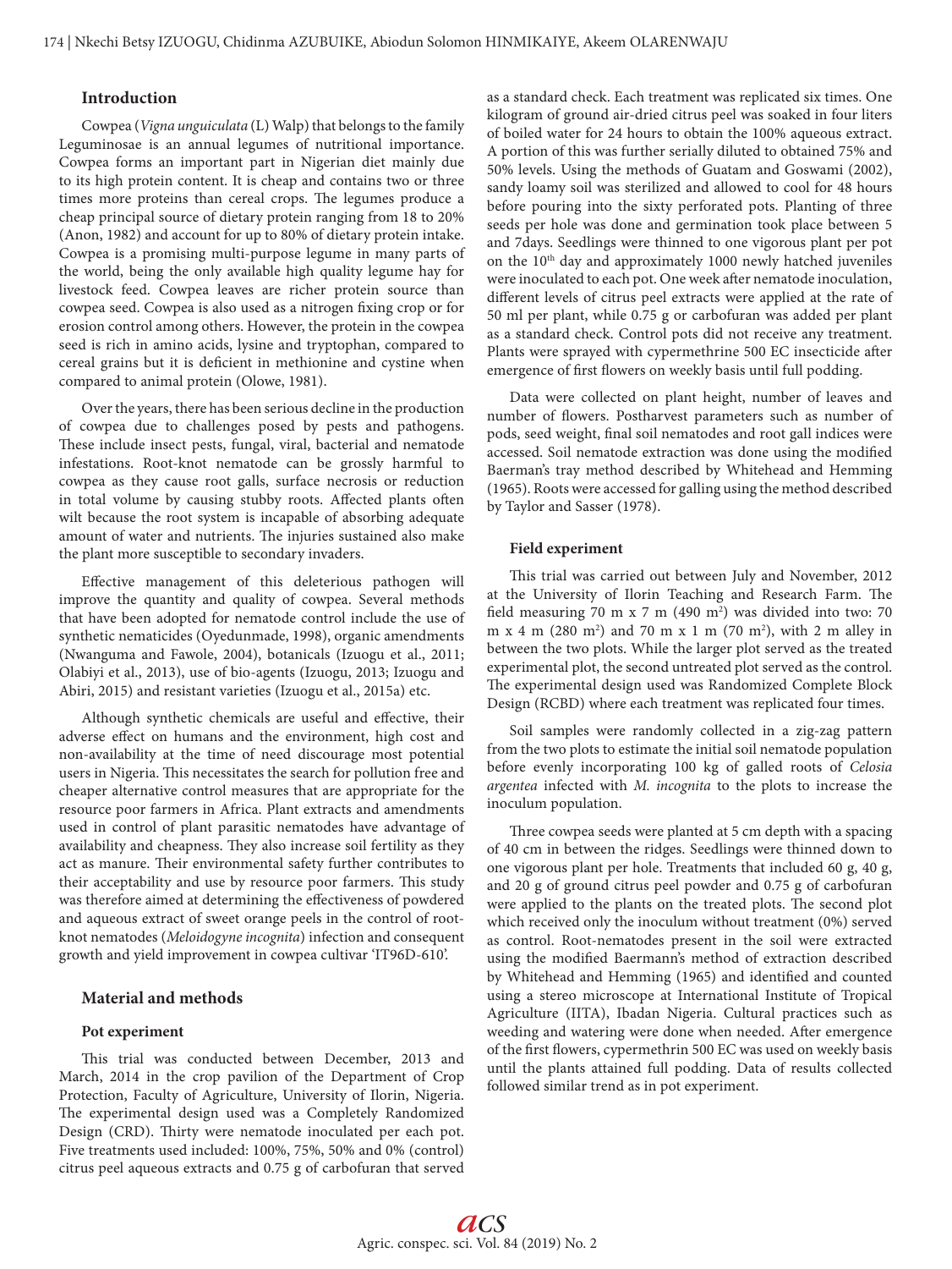## Introduction

Cowpea (*Vigna unguiculata* (L) Walp) that belongs to the family Leguminosae is an annual legumes of nutritional importance. Cowpea forms an important part in Nigerian diet mainly due to its high protein content. It is cheap and contains two or three times more proteins than cereal crops. The legumes produce a cheap principal source of dietary protein ranging from 18 to 20% (Anon, 1982) and account for up to 80% of dietary protein intake. Cowpea is a promising multi-purpose legume in many parts of the world, being the only available high quality legume hay for livestock feed. Cowpea leaves are richer protein source than cowpea seed. Cowpea is also used as a nitrogen fixing crop or for erosion control among others. However, the protein in the cowpea seed is rich in amino acids, lysine and tryptophan, compared to cereal grains but it is deficient in methionine and cystine when compared to animal protein (Olowe, 1981).

Over the years, there has been serious decline in the production of cowpea due to challenges posed by pests and pathogens. These include insect pests, fungal, viral, bacterial and nematode infestations. Root-knot nematode can be grossly harmful to cowpea as they cause root galls, surface necrosis or reduction in total volume by causing stubby roots. Affected plants often wilt because the root system is incapable of absorbing adequate amount of water and nutrients. The injuries sustained also make the plant more susceptible to secondary invaders.

Effective management of this deleterious pathogen will improve the quantity and quality of cowpea. Several methods that have been adopted for nematode control include the use of synthetic nematicides (Oyedunmade, 1998), organic amendments (Nwanguma and Fawole, 2004), botanicals (Izuogu et al., 2011; Olabiyi et al., 2013), use of bio-agents (Izuogu, 2013; Izuogu and Abiri, 2015) and resistant varieties (Izuogu et al., 2015a) etc.

Although synthetic chemicals are useful and effective, their adverse effect on humans and the environment, high cost and non-availability at the time of need discourage most potential users in Nigeria. This necessitates the search for pollution free and cheaper alternative control measures that are appropriate for the resource poor farmers in Africa. Plant extracts and amendments used in control of plant parasitic nematodes have advantage of availability and cheapness. They also increase soil fertility as they act as manure. Their environmental safety further contributes to their acceptability and use by resource poor farmers. This study was therefore aimed at determining the effectiveness of powdered and aqueous extract of sweet orange peels in the control of root-knot nematodes (*Meloidogyne incognita*) infection and consequent growth and yield improvement in cowpea cultivar 'IT96D-610'.

## Material and methods

### Pot experiment

This trial was conducted between December, 2013 and March, 2014 in the crop pavilion of the Department of Crop Protection, Faculty of Agriculture, University of Ilorin, Nigeria. The experimental design used was a Completely Randomized Design (CRD). Thirty were nematode inoculated per each pot. Five treatments used included: 100%, 75%, 50% and 0% (control) citrus peel aqueous extracts and 0.75 g of carbofuran that served as a standard check. Each treatment was replicated six times. One kilogram of ground air-dried citrus peel was soaked in four liters of boiled water for 24 hours to obtain the 100% aqueous extract. A portion of this was further serially diluted to obtained 75% and 50% levels. Using the methods of Guatam and Goswami (2002), sandy loamy soil was sterilized and allowed to cool for 48 hours before pouring into the sixty perforated pots. Planting of three seeds per hole was done and germination took place between 5 and 7days. Seedlings were thinned to one vigorous plant per pot on the 10th day and approximately 1000 newly hatched juveniles were inoculated to each pot. One week after nematode inoculation, different levels of citrus peel extracts were applied at the rate of 50 ml per plant, while 0.75 g or carbofuran was added per plant as a standard check. Control pots did not receive any treatment. Plants were sprayed with cypermethrine 500 EC insecticide after emergence of first flowers on weekly basis until full podding.

Data were collected on plant height, number of leaves and number of flowers. Postharvest parameters such as number of pods, seed weight, final soil nematodes and root gall indices were accessed. Soil nematode extraction was done using the modified Baerman's tray method described by Whitehead and Hemming (1965). Roots were accessed for galling using the method described by Taylor and Sasser (1978).

### Field experiment

This trial was carried out between July and November, 2012 at the University of Ilorin Teaching and Research Farm. The field measuring 70 m x 7 m (490 m$^2$) was divided into two: 70 m x 4 m (280 m$^2$) and 70 m x 1 m (70 m$^2$), with 2 m alley in between the two plots. While the larger plot served as the treated experimental plot, the second untreated plot served as the control. The experimental design used was Randomized Complete Block Design (RCBD) where each treatment was replicated four times.

Soil samples were randomly collected in a zig-zag pattern from the two plots to estimate the initial soil nematode population before evenly incorporating 100 kg of galled roots of *Celosia argentea* infected with *M. incognita* to the plots to increase the inoculum population.

Three cowpea seeds were planted at 5 cm depth with a spacing of 40 cm in between the ridges. Seedlings were thinned down to one vigorous plant per hole. Treatments that included 60 g, 40 g, and 20 g of ground citrus peel powder and 0.75 g of carbofuran were applied to the plants on the treated plots. The second plot which received only the inoculum without treatment (0%) served as control. Root-nematodes present in the soil were extracted using the modified Baermann's method of extraction described by Whitehead and Hemming (1965) and identified and counted using a stereo microscope at International Institute of Tropical Agriculture (IITA), Ibadan Nigeria. Cultural practices such as weeding and watering were done when needed. After emergence of the first flowers, cypermethrin 500 EC was used on weekly basis until the plants attained full podding. Data of results collected followed similar trend as in pot experiment.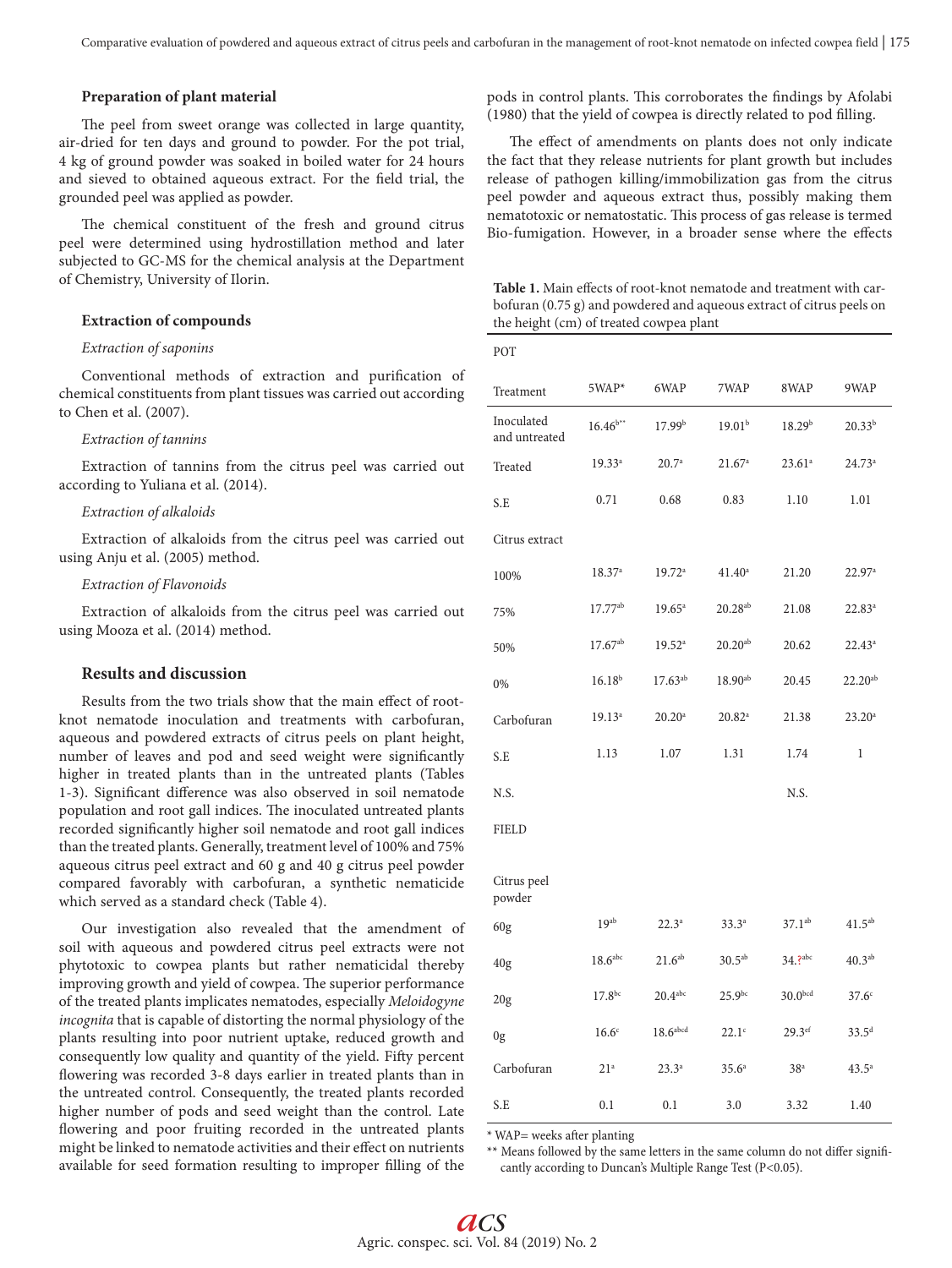### Preparation of plant material

The peel from sweet orange was collected in large quantity, air-dried for ten days and ground to powder. For the pot trial, 4 kg of ground powder was soaked in boiled water for 24 hours and sieved to obtained aqueous extract. For the field trial, the grounded peel was applied as powder.

The chemical constituent of the fresh and ground citrus peel were determined using hydrostillation method and later subjected to GC-MS for the chemical analysis at the Department of Chemistry, University of Ilorin.

### Extraction of compounds

*Extraction of saponins*

Conventional methods of extraction and purification of chemical constituents from plant tissues was carried out according to Chen et al. (2007).

*Extraction of tannins*

Extraction of tannins from the citrus peel was carried out according to Yuliana et al. (2014).

*Extraction of alkaloids*

Extraction of alkaloids from the citrus peel was carried out using Anju et al. (2005) method.

*Extraction of Flavonoids*

Extraction of alkaloids from the citrus peel was carried out using Mooza et al. (2014) method.

### Results and discussion

Results from the two trials show that the main effect of root-knot nematode inoculation and treatments with carbofuran, aqueous and powdered extracts of citrus peels on plant height, number of leaves and pod and seed weight were significantly higher in treated plants than in the untreated plants (Tables 1-3). Significant difference was also observed in soil nematode population and root gall indices. The inoculated untreated plants recorded significantly higher soil nematode and root gall indices than the treated plants. Generally, treatment level of 100% and 75% aqueous citrus peel extract and 60 g and 40 g citrus peel powder compared favorably with carbofuran, a synthetic nematicide which served as a standard check (Table 4).

Our investigation also revealed that the amendment of soil with aqueous and powdered citrus peel extracts were not phytotoxic to cowpea plants but rather nematicidal thereby improving growth and yield of cowpea. The superior performance of the treated plants implicates nematodes, especially *Meloidogyne incognita* that is capable of distorting the normal physiology of the plants resulting into poor nutrient uptake, reduced growth and consequently low quality and quantity of the yield. Fifty percent flowering was recorded 3-8 days earlier in treated plants than in the untreated control. Consequently, the treated plants recorded higher number of pods and seed weight than the control. Late flowering and poor fruiting recorded in the untreated plants might be linked to nematode activities and their effect on nutrients available for seed formation resulting to improper filling of the pods in control plants. This corroborates the findings by Afolabi (1980) that the yield of cowpea is directly related to pod filling.

The effect of amendments on plants does not only indicate the fact that they release nutrients for plant growth but includes release of pathogen killing/immobilization gas from the citrus peel powder and aqueous extract thus, possibly making them nematotoxic or nematostatic. This process of gas release is termed Bio-fumigation. However, in a broader sense where the effects

**Table 1.** Main effects of root-knot nematode and treatment with carbofuran (0.75 g) and powdered and aqueous extract of citrus peels on the height (cm) of treated cowpea plant

| Treatment | 5WAP* | 6WAP | 7WAP | 8WAP | 9WAP |
|---|---|---|---|---|---|
| POT | | | | | |
| Inoculated and untreated | 16.46[b**] | 17.99[b] | 19.01[b] | 18.29[b] | 20.33[b] |
| Treated | 19.33[a] | 20.7[a] | 21.67[a] | 23.61[a] | 24.73[a] |
| S.E | 0.71 | 0.68 | 0.83 | 1.10 | 1.01 |
| Citrus extract | | | | | |
| 100% | 18.37[a] | 19.72[a] | 41.40[a] | 21.20 | 22.97[a] |
| 75% | 17.77[ab] | 19.65[a] | 20.28[ab] | 21.08 | 22.83[a] |
| 50% | 17.67[ab] | 19.52[a] | 20.20[ab] | 20.62 | 22.43[a] |
| 0% | 16.18[b] | 17.63[ab] | 18.90[ab] | 20.45 | 22.20[ab] |
| Carbofuran | 19.13[a] | 20.20[a] | 20.82[a] | 21.38 | 23.20[a] |
| S.E | 1.13 | 1.07 | 1.31 | 1.74 | 1 |
| N.S. | | | | N.S. | |
| FIELD | | | | | |
| Citrus peel powder | | | | | |
| 60g | 19[ab] | 22.3[a] | 33.3[a] | 37.1[ab] | 41.5[ab] |
| 40g | 18.6[abc] | 21.6[ab] | 30.5[ab] | 34.?[abc] | 40.3[ab] |
| 20g | 17.8[bc] | 20.4[abc] | 25.9[bc] | 30.0[bcd] | 37.6[c] |
| 0g | 16.6[c] | 18.6[abcd] | 22.1[c] | 29.3[ef] | 33.5[d] |
| Carbofuran | 21[a] | 23.3[a] | 35.6[a] | 38[a] | 43.5[a] |
| S.E | 0.1 | 0.1 | 3.0 | 3.32 | 1.40 |

\* WAP= weeks after planting

\*\* Means followed by the same letters in the same column do not differ significantly according to Duncan's Multiple Range Test ($P<0.05$).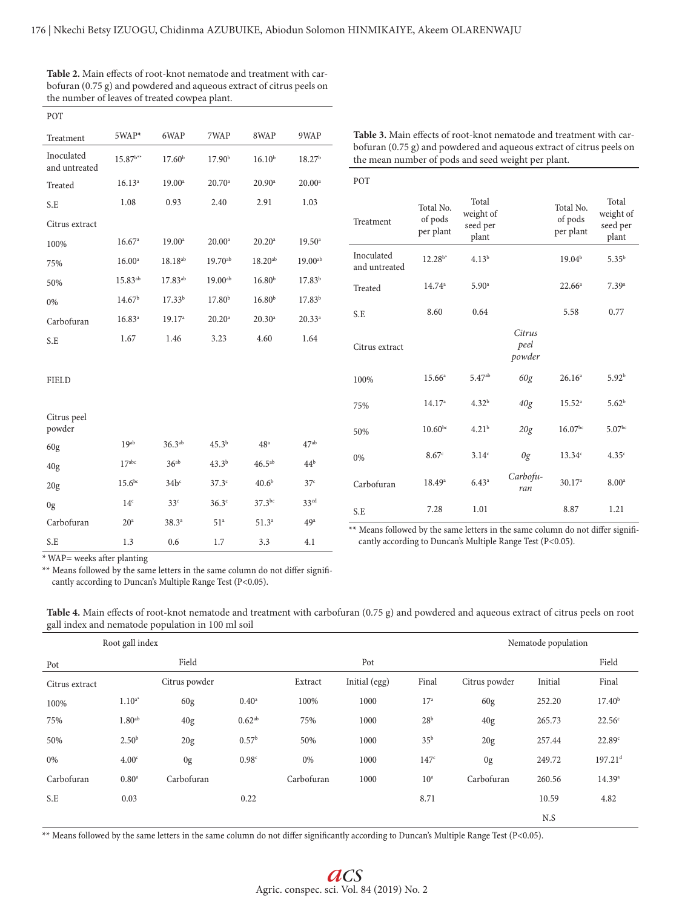**Table 2.** Main effects of root-knot nematode and treatment with carbofuran (0.75 g) and powdered and aqueous extract of citrus peels on the number of leaves of treated cowpea plant.

| Treatment | 5WAP* | 6WAP | 7WAP | 8WAP | 9WAP |
|---|---|---|---|---|---|
| POT | | | | | |
| Inoculated and untreated | 15.87[b**] | 17.60[b] | 17.90[b] | 16.10[b] | 18.27[b] |
| Treated | 16.13[a] | 19.00[a] | 20.70[a] | 20.90[a] | 20.00[a] |
| S.E | 1.08 | 0.93 | 2.40 | 2.91 | 1.03 |
| Citrus extract | | | | | |
| 100% | 16.67[a] | 19.00[a] | 20.00[a] | 20.20[a] | 19.50[a] |
| 75% | 16.00[a] | 18.18[ab] | 19.70[ab] | 18.20[ab] | 19.00[ab] |
| 50% | 15.83[ab] | 17.83[ab] | 19.00[ab] | 16.80[b] | 17.83[b] |
| 0% | 14.67[b] | 17.33[b] | 17.80[b] | 16.80[b] | 17.83[b] |
| Carbofuran | 16.83[a] | 19.17[a] | 20.20[a] | 20.30[a] | 20.33[a] |
| S.E | 1.67 | 1.46 | 3.23 | 4.60 | 1.64 |
| FIELD | | | | | |
| Citrus peel powder | | | | | |
| 60g | 19[ab] | 36.3[ab] | 45.3[b] | 48[a] | 47[ab] |
| 40g | 17[abc] | 36[ab] | 43.3[b] | 46.5[ab] | 44[b] |
| 20g | 15.6[bc] | 34b[c] | 37.3[c] | 40.6[b] | 37[c] |
| 0g | 14[c] | 33[c] | 36.3[c] | 37.3[bc] | 33[cd] |
| Carbofuran | 20[a] | 38.3[a] | 51[a] | 51.3[a] | 49[a] |
| S.E | 1.3 | 0.6 | 1.7 | 3.3 | 4.1 |

\* WAP= weeks after planting

\*\* Means followed by the same letters in the same column do not differ significantly according to Duncan's Multiple Range Test (P<0.05).

**Table 3.** Main effects of root-knot nematode and treatment with carbofuran (0.75 g) and powdered and aqueous extract of citrus peels on the mean number of pods and seed weight per plant.

| Treatment | Total No. of pods per plant | Total weight of seed per plant | | Total No. of pods per plant | Total weight of seed per plant |
|---|---|---|---|---|---|
| POT | | | | | |
| Inoculated and untreated | 12.28[b*] | 4.13[b] | | 19.04[b] | 5.35[b] |
| Treated | 14.74[a] | 5.90[a] | | 22.66[a] | 7.39[a] |
| S.E | 8.60 | 0.64 | | 5.58 | 0.77 |
| Citrus extract | | | *Citrus peel powder* | | |
| 100% | 15.66[a] | 5.47[ab] | *60g* | 26.16[a] | 5.92[b] |
| 75% | 14.17[a] | 4.32[b] | *40g* | 15.52[a] | 5.62[b] |
| 50% | 10.60[bc] | 4.21[b] | *20g* | 16.07[bc] | 5.07[bc] |
| 0% | 8.67[c] | 3.14[c] | *0g* | 13.34[c] | 4.35[c] |
| Carbofuran | 18.49[a] | 6.43[a] | *Carbofuran* | 30.17[a] | 8.00[a] |
| S.E | 7.28 | 1.01 | | 8.87 | 1.21 |

\*\* Means followed by the same letters in the same column do not differ significantly according to Duncan's Multiple Range Test (P<0.05).

**Table 4.** Main effects of root-knot nematode and treatment with carbofuran (0.75 g) and powdered and aqueous extract of citrus peels on root gall index and nematode population in 100 ml soil

| Root gall index | | | | Nematode population | | | | | |
|---|---|---|---|---|---|---|---|---|---|
| Pot | | Field | | Pot | | | Field | | |
| Citrus extract | | Citrus powder | | Extract | Initial (egg) | Final | Citrus powder | Initial | Final |
| 100% | 1.10[a*] | 60g | 0.40[a] | 100% | 1000 | 17[a] | 60g | 252.20 | 17.40[b] |
| 75% | 1.80[ab] | 40g | 0.62[ab] | 75% | 1000 | 28[b] | 40g | 265.73 | 22.56[c] |
| 50% | 2.50[b] | 20g | 0.57[b] | 50% | 1000 | 35[b] | 20g | 257.44 | 22.89[c] |
| 0% | 4.00[c] | 0g | 0.98[c] | 0% | 1000 | 147[c] | 0g | 249.72 | 197.21[d] |
| Carbofuran | 0.80[a] | Carbofuran | | Carbofuran | 1000 | 10[a] | Carbofuran | 260.56 | 14.39[a] |
| S.E | 0.03 | | 0.22 | | | 8.71 | | 10.59 | 4.82 |
| | | | | | | | | N.S | |

\*\* Means followed by the same letters in the same column do not differ significantly according to Duncan's Multiple Range Test (P<0.05).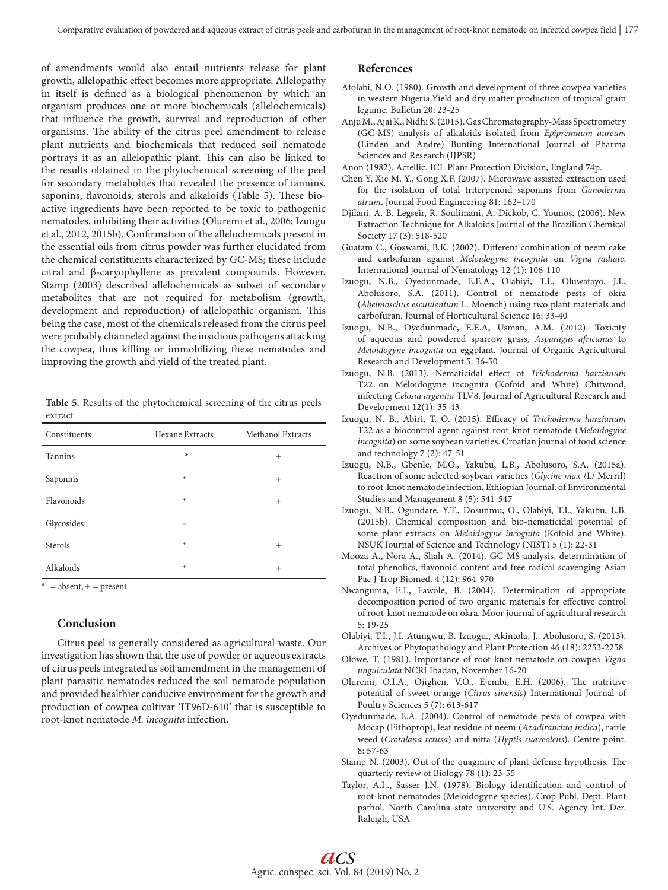of amendments would also entail nutrients release for plant growth, allelopathic effect becomes more appropriate. Allelopathy in itself is defined as a biological phenomenon by which an organism produces one or more biochemicals (allelochemicals) that influence the growth, survival and reproduction of other organisms. The ability of the citrus peel amendment to release plant nutrients and biochemicals that reduced soil nematode portrays it as an allelopathic plant. This can also be linked to the results obtained in the phytochemical screening of the peel for secondary metabolites that revealed the presence of tannins, saponins, flavonoids, sterols and alkaloids (Table 5). These bio-active ingredients have been reported to be toxic to pathogenic nematodes, inhibiting their activities (Oluremi et al., 2006; Izuogu et al., 2012, 2015b). Confirmation of the allelochemicals present in the essential oils from citrus powder was further elucidated from the chemical constituents characterized by GC-MS; these include citral and β-caryophyllene as prevalent compounds. However, Stamp (2003) described allelochemicals as subset of secondary metabolites that are not required for metabolism (growth, development and reproduction) of allelopathic organism. This being the case, most of the chemicals released from the citrus peel were probably channeled against the insidious pathogens attacking the cowpea, thus killing or immobilizing these nematodes and improving the growth and yield of the treated plant.

**Table 5.** Results of the phytochemical screening of the citrus peels extract

| Constituents | Hexane Extracts | Methanol Extracts |
|---|---|---|
| Tannins | _* | + |
| Saponins | + | + |
| Flavonoids | + | + |
| Glycosides | – | _ |
| Sterols | + | + |
| Alkaloids | + | + |

*- = absent, + = present

## Conclusion

Citrus peel is generally considered as agricultural waste. Our investigation has shown that the use of powder or aqueous extracts of citrus peels integrated as soil amendment in the management of plant parasitic nematodes reduced the soil nematode population and provided healthier conducive environment for the growth and production of cowpea cultivar 'IT96D-610' that is susceptible to root-knot nematode *M. incognita* infection.

## References

Afolabi, N.O. (1980). Growth and development of three cowpea varieties in western Nigeria.Yield and dry matter production of tropical grain legume. Bulletin 20: 23-25

Anju M., Ajai K., Nidhi S. (2015). Gas Chromatography-Mass Spectrometry (GC-MS) analysis of alkaloids isolated from *Epipremnum aureum* (Linden and Andre) Bunting International Journal of Pharma Sciences and Research (IJPSR)

Anon (1982). Actellic. ICI. Plant Protection Division, England 74p.

Chen Y, Xie M. Y., Gong X.F. (2007). Microwave assisted extraction used for the isolation of total triterpenoid saponins from *Ganoderma atrum*. Journal Food Engineering 81: 162–170

Djilani, A. B. Legseir, R. Soulimani, A. Dickob, C. Younos. (2006). New Extraction Technique for Alkaloids Journal of the Brazilian Chemical Society 17 (3): 518-520

Guatam C., Goswami, B.K. (2002). Different combination of neem cake and carbofuran against *Meloidogyne incognita* on *Vigna radiate*. International journal of Nematology 12 (1): 106-110

Izuogu, N.B., Oyedunmade, E.E.A., Olabiyi, T.I., Oluwatayo, J.I., Abolusoro, S.A. (2011). Control of nematode pests of okra (*Abelmoschus escuulentum* L. Moench) using two plant materials and carbofuran. Journal of Horticultural Science 16: 33-40

Izuogu, N.B., Oyedunmade, E.E.A, Usman, A.M. (2012). Toxicity of aqueous and powdered sparrow grass, *Asparagus africanus* to *Meloidogyne incognita* on eggplant. Journal of Organic Agricultural Research and Development 5: 36-50

Izuogu, N.B. (2013). Nematicidal effect of *Trichoderma harzianum* T22 on Meloidogyne incognita (Kofoid and White) Chitwood, infecting *Celosia argentia* TLV8. Journal of Agricultural Research and Development 12(1): 35-43

Izuogu, N. B., Abiri, T. O. (2015). Efficacy of *Trichoderma harzianum* T22 as a biocontrol agent against root-knot nematode (*Meloidogyne incognita*) on some soybean varieties. Croatian journal of food science and technology 7 (2): 47-51

Izuogu, N.B., Gbenle, M.O., Yakubu, L.B., Abolusoro, S.A. (2015a). Reaction of some selected soybean varieties (*Glycine max* /L/ Merril) to root-knot nematode infection. Ethiopian Journal. of Environmental Studies and Management 8 (5): 541-547

Izuogu, N.B., Ogundare, Y.T., Dosunmu, O., Olabiyi, T.I., Yakubu, L.B. (2015b). Chemical composition and bio-nematicidal potential of some plant extracts on *Meloidogyne incognita* (Kofoid and White). NSUK Journal of Science and Technology (NIST) 5 (1): 22-31

Mooza A., Nora A., Shah A. (2014). GC-MS analysis, determination of total phenolics, flavonoid content and free radical scavenging Asian Pac J Trop Biomed. 4 (12): 964-970

Nwanguma, E.I., Fawole, B. (2004). Determination of appropriate decomposition period of two organic materials for effective control of root-knot nematode on okra. Moor journal of agricultural research 5: 19-25

Olabiyi, T.I., J.I. Atungwu, B. Izuogu., Akintola, J., Abolusoro, S. (2013). Archives of Phytopathology and Plant Protection 46 (18): 2253-2258

Olowe, T. (1981). Importance of root-knot nematode on cowpea *Vigna unguiculata* NCRI Ibadan, November 16-20

Oluremi, O.I.A., Ojighen, V.O., Ejembi, E.H. (2006). The nutritive potential of sweet orange (*Citrus sinensis*) International Journal of Poultry Sciences 5 (7): 613-617

Oyedunmade, E.A. (2004). Control of nematode pests of cowpea with Mocap (Eithoprop), leaf residue of neem (*Azadiranchta indica*), rattle weed (*Crotalana retusa*) and nitta (*Hyptis suaveolens*). Centre point. 8: 57-63

Stamp N. (2003). Out of the quagmire of plant defense hypothesis. The quarterly review of Biology 78 (1): 23-55

Taylor, A.I.., Sasser J.N. (1978). Biology identification and control of root-knot nematodes (Meloidogyne species). Crop Publ. Dept. Plant pathol. North Carolina state university and U.S. Agency Int. Der. Raleigh, USA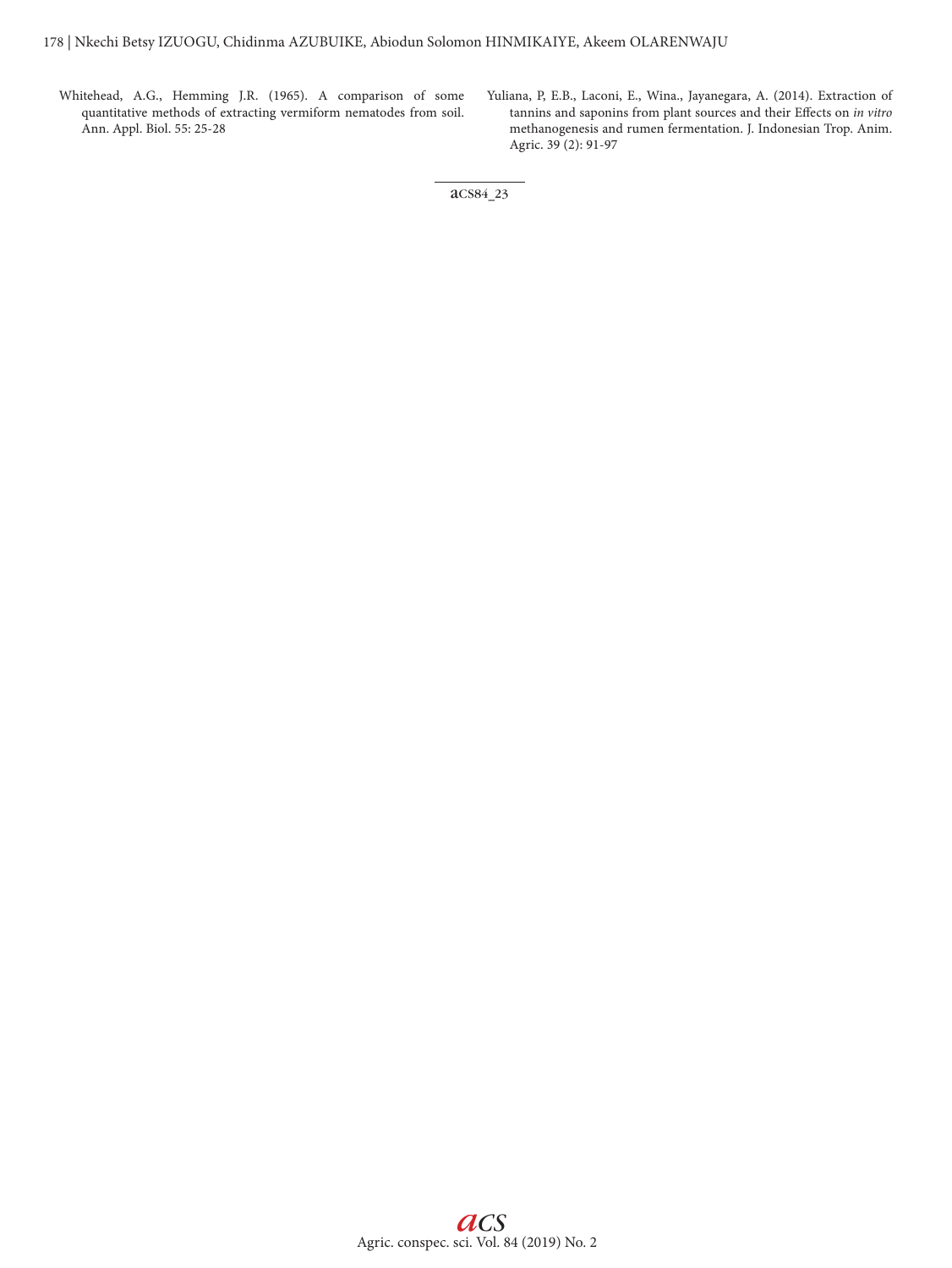Whitehead, A.G., Hemming J.R. (1965). A comparison of some quantitative methods of extracting vermiform nematodes from soil. Ann. Appl. Biol. 55: 25-28

Yuliana, P, E.B., Laconi, E., Wina., Jayanegara, A. (2014). Extraction of tannins and saponins from plant sources and their Effects on *in vitro* methanogenesis and rumen fermentation. J. Indonesian Trop. Anim. Agric. 39 (2): 91-97

acs84_23